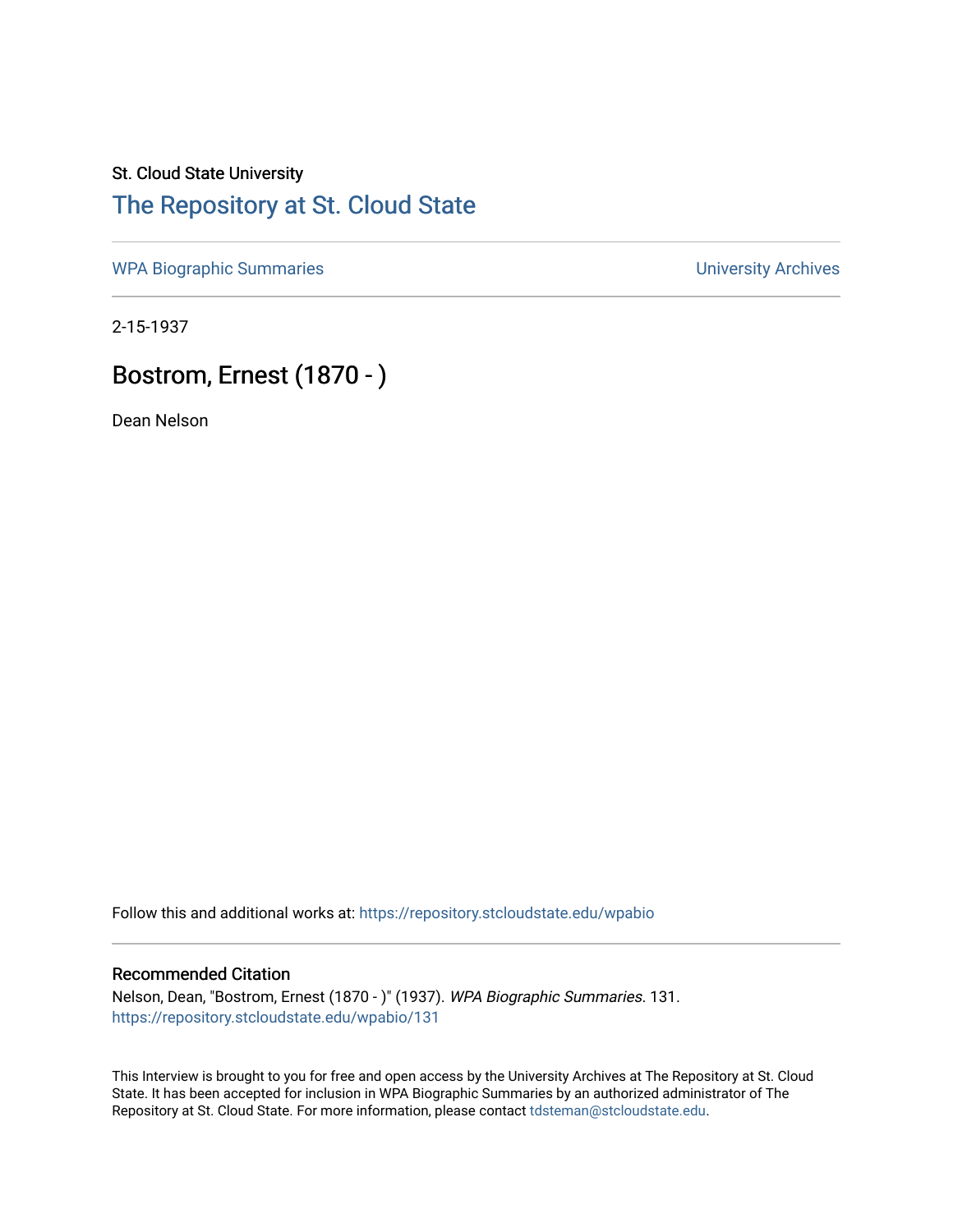St. Cloud State University

# The Repository at St. Cloud State

WPA Biographic Summaries | University Archives

2-15-1937

## Bostrom, Ernest (1870 - )

Dean Nelson

Follow this and additional works at: https://repository.stcloudstate.edu/wpabio

### Recommended Citation

Nelson, Dean, "Bostrom, Ernest (1870 - )" (1937). *WPA Biographic Summaries*. 131.
https://repository.stcloudstate.edu/wpabio/131

This Interview is brought to you for free and open access by the University Archives at The Repository at St. Cloud State. It has been accepted for inclusion in WPA Biographic Summaries by an authorized administrator of The Repository at St. Cloud State. For more information, please contact tdsteman@stcloudstate.edu.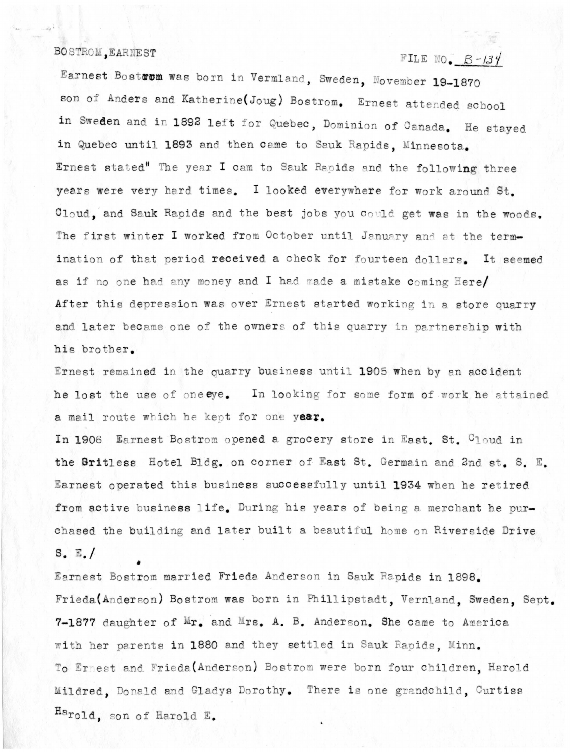BOSTROM, EARNEST FILE NO. B-134

Earnest Bostrom was born in Vermland, Sweden, November 19-1870 son of Anders and Katherine(Joug) Bostrom. Ernest attended school in Sweden and in 1892 left for Quebec, Dominion of Canada. He stayed in Quebec until 1893 and then came to Sauk Rapids, Minnesota.

Ernest stated" The year I cam to Sauk Rapids and the following three years were very hard times. I looked everywhere for work around St. Cloud, and Sauk Rapids and the best jobs you could get was in the woods. The first winter I worked from October until January and at the termination of that period received a check for fourteen dollars. It seemed as if no one had any money and I had made a mistake coming Here/

After this depression was over Ernest started working in a store quarry and later became one of the owners of this quarry in partnership with his brother.

Ernest remained in the quarry business until 1905 when by an accident he lost the use of one eye. In looking for some form of work he attained a mail route which he kept for one year.

In 1906 Earnest Bostrom opened a grocery store in East. St. Cloud in the Gritless Hotel Bldg. on corner of East St. Germain and 2nd st. S. E. Earnest operated this business successfully until 1934 when he retired from active business life. During his years of being a merchant he purchased the building and later built a beautiful home on Riverside Drive S. E./

Earnest Bostrom married Frieda Anderson in Sauk Rapids in 1898. Frieda(Anderson) Bostrom was born in Phillipstadt, Vernland, Sweden, Sept. 7-1877 daughter of Mr. and Mrs. A. B. Anderson. She came to America with her parents in 1880 and they settled in Sauk Rapids, Minn.

To Ernest and Frieda(Anderson) Bostrom were born four children, Harold Mildred, Donald and Gladys Dorothy. There is one grandchild, Curtiss Harold, son of Harold E.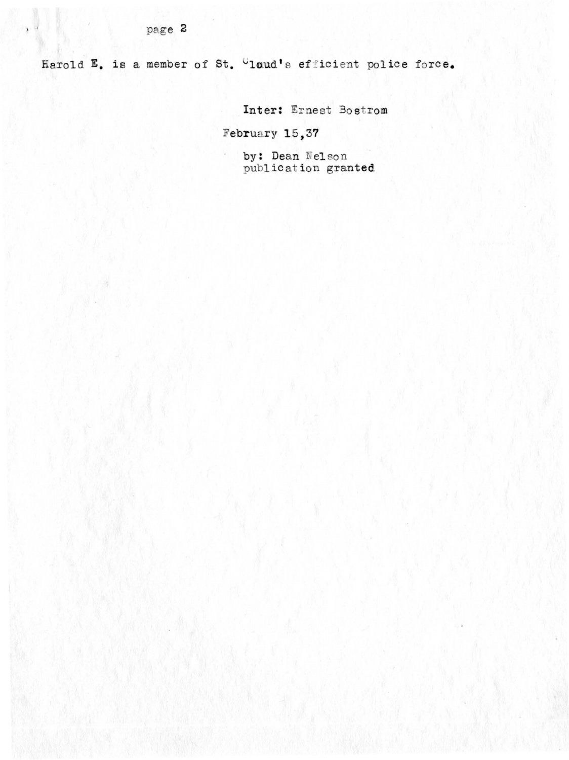Harold E. is a member of St. Cloud's efficient police force.

Inter: Ernest Bostrom

February 15,37

by: Dean Nelson
publication granted